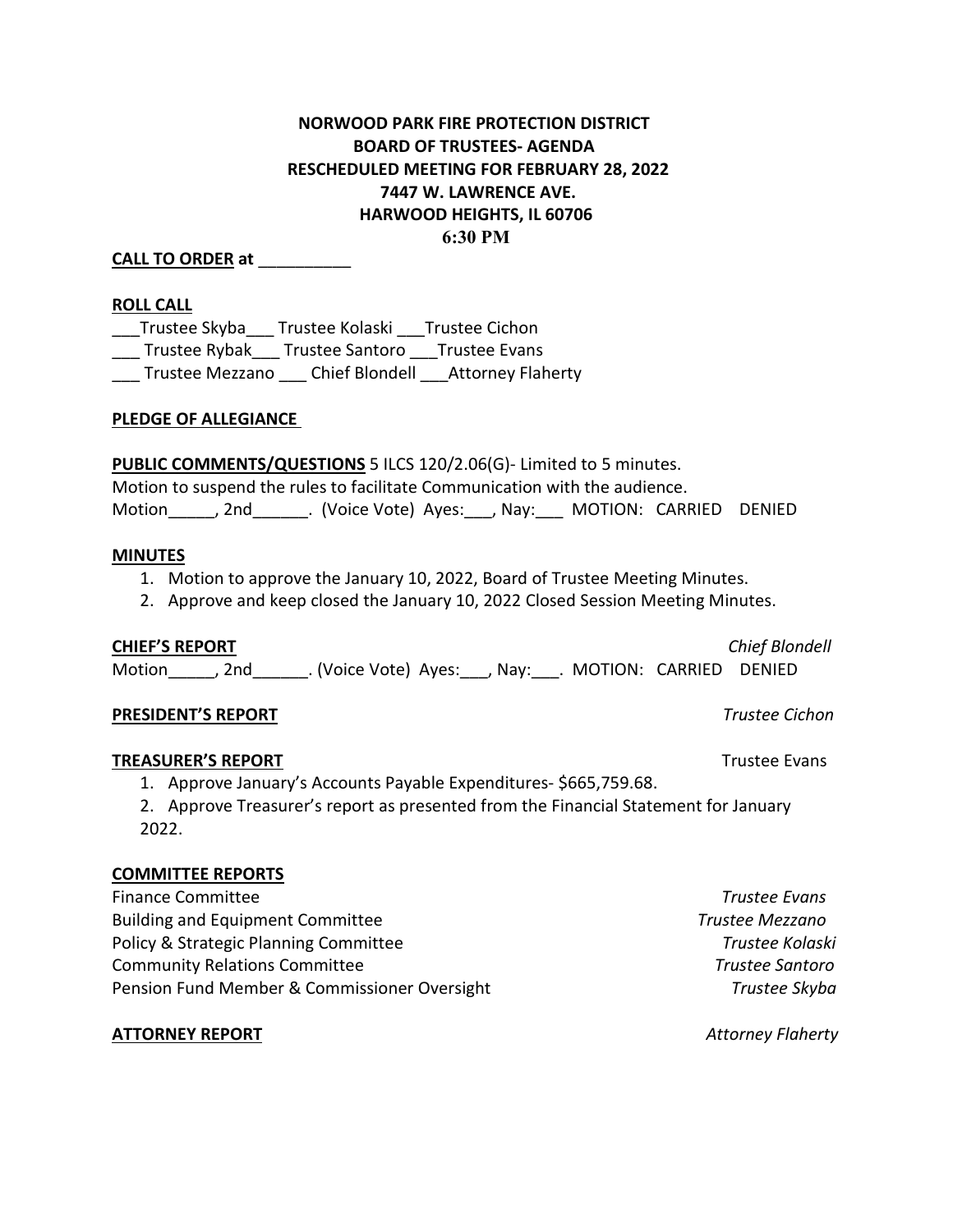**NORWOOD PARK FIRE PROTECTION DISTRICT**
**BOARD OF TRUSTEES- AGENDA**
**RESCHEDULED MEETING FOR FEBRUARY 28, 2022**
**7447 W. LAWRENCE AVE.**
**HARWOOD HEIGHTS, IL 60706**
**6:30 PM**

**CALL TO ORDER at** __________

**ROLL CALL**

___Trustee Skyba___ Trustee Kolaski ___Trustee Cichon
___ Trustee Rybak___ Trustee Santoro ___Trustee Evans
___ Trustee Mezzano ___ Chief Blondell ___Attorney Flaherty

**PLEDGE OF ALLEGIANCE**

**PUBLIC COMMENTS/QUESTIONS** 5 ILCS 120/2.06(G)- Limited to 5 minutes.
Motion to suspend the rules to facilitate Communication with the audience.
Motion_____, 2nd______. (Voice Vote) Ayes:___, Nay:___ MOTION: CARRIED DENIED

**MINUTES**

1. Motion to approve the January 10, 2022, Board of Trustee Meeting Minutes.
2. Approve and keep closed the January 10, 2022 Closed Session Meeting Minutes.

**CHIEF'S REPORT** *Chief Blondell*

Motion_____, 2nd______. (Voice Vote) Ayes:___, Nay:___. MOTION: CARRIED DENIED

**PRESIDENT'S REPORT** *Trustee Cichon*

**TREASURER'S REPORT** Trustee Evans

1. Approve January's Accounts Payable Expenditures- $665,759.68.
2. Approve Treasurer's report as presented from the Financial Statement for January 2022.

**COMMITTEE REPORTS**

Finance Committee *Trustee Evans*
Building and Equipment Committee *Trustee Mezzano*
Policy & Strategic Planning Committee *Trustee Kolaski*
Community Relations Committee *Trustee Santoro*
Pension Fund Member & Commissioner Oversight *Trustee Skyba*

**ATTORNEY REPORT** *Attorney Flaherty*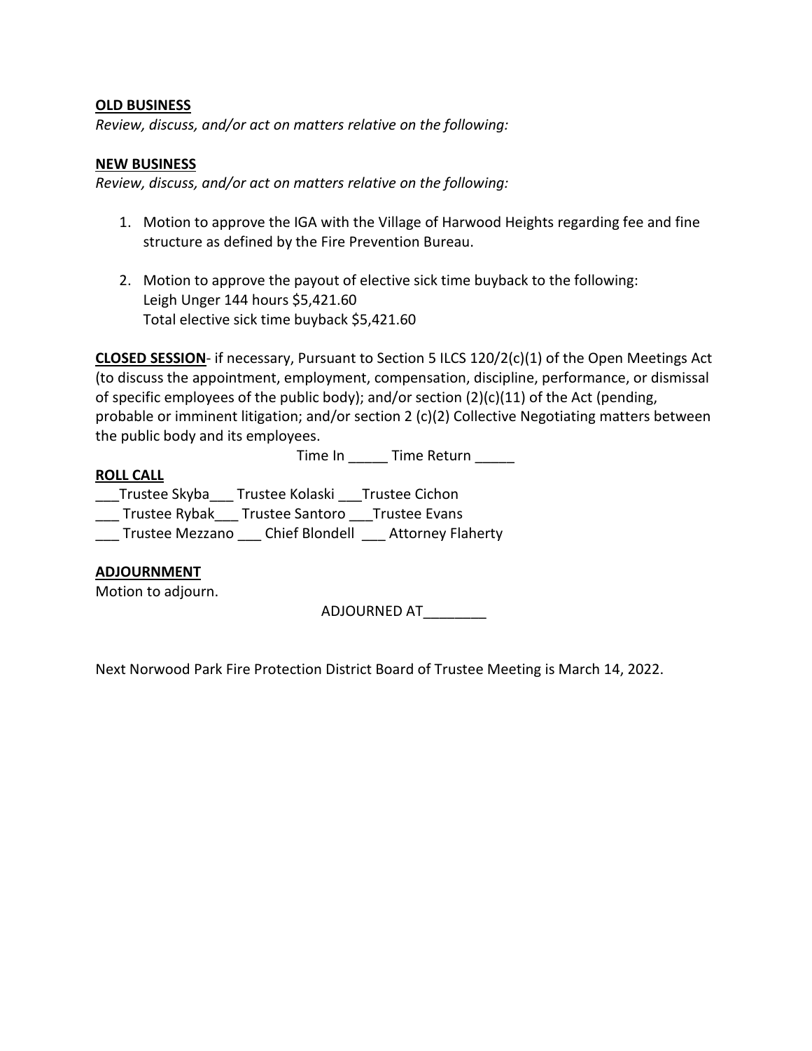**OLD BUSINESS**

*Review, discuss, and/or act on matters relative on the following:*

**NEW BUSINESS**

*Review, discuss, and/or act on matters relative on the following:*

1. Motion to approve the IGA with the Village of Harwood Heights regarding fee and fine structure as defined by the Fire Prevention Bureau.

2. Motion to approve the payout of elective sick time buyback to the following:
   Leigh Unger 144 hours $5,421.60
   Total elective sick time buyback $5,421.60

**CLOSED SESSION**- if necessary, Pursuant to Section 5 ILCS 120/2(c)(1) of the Open Meetings Act (to discuss the appointment, employment, compensation, discipline, performance, or dismissal of specific employees of the public body); and/or section (2)(c)(11) of the Act (pending, probable or imminent litigation; and/or section 2 (c)(2) Collective Negotiating matters between the public body and its employees.

Time In _____ Time Return _____

**ROLL CALL**

___Trustee Skyba___ Trustee Kolaski ___Trustee Cichon
___ Trustee Rybak___ Trustee Santoro ___Trustee Evans
___ Trustee Mezzano ___ Chief Blondell ___ Attorney Flaherty

**ADJOURNMENT**

Motion to adjourn.

ADJOURNED AT________

Next Norwood Park Fire Protection District Board of Trustee Meeting is March 14, 2022.